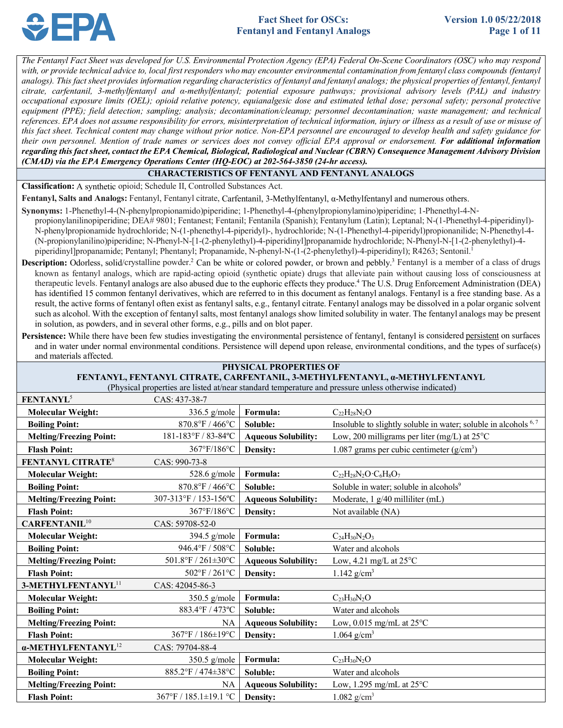# Fact Sheet for OSCs: Fentanyl and Fentanyl Analogs

Version 1.0 05/22/2018

*The Fentanyl Fact Sheet was developed for U.S. Environmental Protection Agency (EPA) Federal On-Scene Coordinators (OSC) who may respond with, or provide technical advice to, local first responders who may encounter environmental contamination from fentanyl class compounds (fentanyl analogs). This fact sheet provides information regarding characteristics of fentanyl and fentanyl analogs; the physical properties of fentanyl, fentanyl citrate, carfentanil, 3-methylfentanyl and α-methylfentanyl; potential exposure pathways; provisional advisory levels (PAL) and industry occupational exposure limits (OEL); opioid relative potency, equianalgesic dose and estimated lethal dose; personal safety; personal protective equipment (PPE); field detection; sampling; analysis; decontamination/cleanup; personnel decontamination; waste management; and technical references. EPA does not assume responsibility for errors, misinterpretation of technical information, injury or illness as a result of use or misuse of this fact sheet. Technical content may change without prior notice. Non-EPA personnel are encouraged to develop health and safety guidance for their own personnel. Mention of trade names or services does not convey official EPA approval or endorsement.* ***For additional information regarding this fact sheet, contact the EPA Chemical, Biological, Radiological and Nuclear (CBRN) Consequence Management Advisory Division (CMAD) via the EPA Emergency Operations Center (HQ-EOC) at 202-564-3850 (24-hr access).***

## CHARACTERISTICS OF FENTANYL AND FENTANYL ANALOGS

**Classification:** A synthetic opioid; Schedule II, Controlled Substances Act.

**Fentanyl, Salts and Analogs:** Fentanyl, Fentanyl citrate, Carfentanil, 3-Methylfentanyl, α-Methylfentanyl and numerous others.

**Synonyms:** 1-Phenethyl-4-(N-phenylpropionamido)piperidine; 1-Phenethyl-4-(phenylpropionylamino)piperidine; 1-Phenethyl-4-N-propionylanilinopiperidine; DEA# 9801; Fentanest; Fentanil; Fentanila (Spanish); Fentanylum (Latin); Leptanal; N-(1-Phenethyl-4-piperidinyl)-N-phenylpropionamide hydrochloride; N-(1-phenethyl-4-piperidyl)-, hydrochloride; N-(1-Phenethyl-4-piperidyl)propionanilide; N-Phenethyl-4-(N-propionylanilino)piperidine; N-Phenyl-N-[1-(2-phenylethyl)-4-piperidinyl]propanamide hydrochloride; N-Phenyl-N-[1-(2-phenylethyl)-4-piperidinyl]propanamide; Pentanyl; Phentanyl; Propanamide, N-phenyl-N-(1-(2-phenylethyl)-4-piperidinyl); R4263; Sentonil.[1]

**Description:** Odorless, solid/crystalline powder.[2] Can be white or colored powder, or brown and pebbly.[3] Fentanyl is a member of a class of drugs known as fentanyl analogs, which are rapid-acting opioid (synthetic opiate) drugs that alleviate pain without causing loss of consciousness at therapeutic levels. Fentanyl analogs are also abused due to the euphoric effects they produce.[4] The U.S. Drug Enforcement Administration (DEA) has identified 15 common fentanyl derivatives, which are referred to in this document as fentanyl analogs. Fentanyl is a free standing base. As a result, the active forms of fentanyl often exist as fentanyl salts, e.g., fentanyl citrate. Fentanyl analogs may be dissolved in a polar organic solvent such as alcohol. With the exception of fentanyl salts, most fentanyl analogs show limited solubility in water. The fentanyl analogs may be present in solution, as powders, and in several other forms, e.g., pills and on blot paper.

**Persistence:** While there have been few studies investigating the environmental persistence of fentanyl, fentanyl is considered persistent on surfaces and in water under normal environmental conditions. Persistence will depend upon release, environmental conditions, and the types of surface(s) and materials affected.

## PHYSICAL PROPERTIES OF FENTANYL, FENTANYL CITRATE, CARFENTANIL, 3-METHYLFENTANYL, α-METHYLFENTANYL

(Physical properties are listed at/near standard temperature and pressure unless otherwise indicated)

| **FENTANYL**[5] | CAS: 437-38-7 | | |
|---|---|---|---|
| **Molecular Weight:** | 336.5 g/mole | **Formula:** | $C_{22}H_{28}N_2O$ |
| **Boiling Point:** | 870.8°F / 466°C | **Soluble:** | Insoluble to slightly soluble in water; soluble in alcohols [6, 7] |
| **Melting/Freezing Point:** | 181-183°F / 83-84ºC | **Aqueous Solubility:** | Low, 200 milligrams per liter (mg/L) at 25°C |
| **Flash Point:** | 367°F/186°C | **Density:** | 1.087 grams per cubic centimeter (g/cm$^3$) |
| **FENTANYL CITRATE**[8] | CAS: 990-73-8 | | |
| **Molecular Weight:** | 528.6 g/mole | **Formula:** | $C_{22}H_{28}N_2O \cdot C_6H_8O_7$ |
| **Boiling Point:** | 870.8°F / 466°C | **Soluble:** | Soluble in water; soluble in alcohols[9] |
| **Melting/Freezing Point:** | 307-313°F / 153-156ºC | **Aqueous Solubility:** | Moderate, 1 g/40 milliliter (mL) |
| **Flash Point:** | 367°F/186°C | **Density:** | Not available (NA) |
| **CARFENTANIL**[10] | CAS: 59708-52-0 | | |
| **Molecular Weight:** | 394.5 g/mole | **Formula:** | $C_{24}H_{30}N_2O_3$ |
| **Boiling Point:** | 946.4°F / 508°C | **Soluble:** | Water and alcohols |
| **Melting/Freezing Point:** | 501.8°F / 261±30°C | **Aqueous Solubility:** | Low, 4.21 mg/L at 25°C |
| **Flash Point:** | 502°F / 261°C | **Density:** | 1.142 g/cm$^3$ |
| **3-METHYLFENTANYL**[11] | CAS: 42045-86-3 | | |
| **Molecular Weight:** | 350.5 g/mole | **Formula:** | $C_{23}H_{30}N_2O$ |
| **Boiling Point:** | 883.4°F / 473ºC | **Soluble:** | Water and alcohols |
| **Melting/Freezing Point:** | NA | **Aqueous Solubility:** | Low, 0.015 mg/mL at 25°C |
| **Flash Point:** | 367°F / 186±19°C | **Density:** | 1.064 g/cm$^3$ |
| **α-METHYLFENTANYL**[12] | CAS: 79704-88-4 | | |
| **Molecular Weight:** | 350.5 g/mole | **Formula:** | $C_{23}H_{30}N_2O$ |
| **Boiling Point:** | 885.2°F / 474±38°C | **Soluble:** | Water and alcohols |
| **Melting/Freezing Point:** | NA | **Aqueous Solubility:** | Low, 1.295 mg/mL at 25°C |
| **Flash Point:** | 367°F / 185.1±19.1 °C | **Density:** | 1.082 g/cm$^3$ |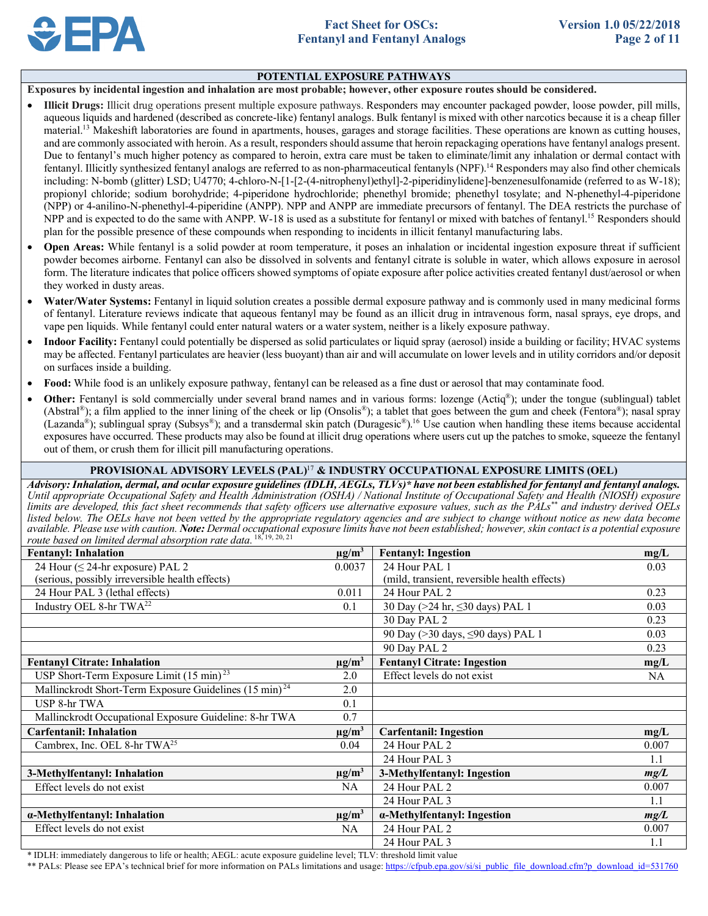## POTENTIAL EXPOSURE PATHWAYS

**Exposures by incidental ingestion and inhalation are most probable; however, other exposure routes should be considered.**

- **Illicit Drugs:** Illicit drug operations present multiple exposure pathways. Responders may encounter packaged powder, loose powder, pill mills, aqueous liquids and hardened (described as concrete-like) fentanyl analogs. Bulk fentanyl is mixed with other narcotics because it is a cheap filler material.[13] Makeshift laboratories are found in apartments, houses, garages and storage facilities. These operations are known as cutting houses, and are commonly associated with heroin. As a result, responders should assume that heroin repackaging operations have fentanyl analogs present. Due to fentanyl's much higher potency as compared to heroin, extra care must be taken to eliminate/limit any inhalation or dermal contact with fentanyl. Illicitly synthesized fentanyl analogs are referred to as non-pharmaceutical fentanyls (NPF).[14] Responders may also find other chemicals including: N-bomb (glitter) LSD; U4770; 4-chloro-N-[1-[2-(4-nitrophenyl)ethyl]-2-piperidinylidene]-benzenesulfonamide (referred to as W-18); propionyl chloride; sodium borohydride; 4-piperidone hydrochloride; phenethyl bromide; phenethyl tosylate; and N-phenethyl-4-piperidone (NPP) or 4-anilino-N-phenethyl-4-piperidine (ANPP). NPP and ANPP are immediate precursors of fentanyl. The DEA restricts the purchase of NPP and is expected to do the same with ANPP. W-18 is used as a substitute for fentanyl or mixed with batches of fentanyl.[15] Responders should plan for the possible presence of these compounds when responding to incidents in illicit fentanyl manufacturing labs.
- **Open Areas:** While fentanyl is a solid powder at room temperature, it poses an inhalation or incidental ingestion exposure threat if sufficient powder becomes airborne. Fentanyl can also be dissolved in solvents and fentanyl citrate is soluble in water, which allows exposure in aerosol form. The literature indicates that police officers showed symptoms of opiate exposure after police activities created fentanyl dust/aerosol or when they worked in dusty areas.
- **Water/Water Systems:** Fentanyl in liquid solution creates a possible dermal exposure pathway and is commonly used in many medicinal forms of fentanyl. Literature reviews indicate that aqueous fentanyl may be found as an illicit drug in intravenous form, nasal sprays, eye drops, and vape pen liquids. While fentanyl could enter natural waters or a water system, neither is a likely exposure pathway.
- **Indoor Facility:** Fentanyl could potentially be dispersed as solid particulates or liquid spray (aerosol) inside a building or facility; HVAC systems may be affected. Fentanyl particulates are heavier (less buoyant) than air and will accumulate on lower levels and in utility corridors and/or deposit on surfaces inside a building.
- **Food:** While food is an unlikely exposure pathway, fentanyl can be released as a fine dust or aerosol that may contaminate food.
- **Other:** Fentanyl is sold commercially under several brand names and in various forms: lozenge (Actiq®); under the tongue (sublingual) tablet (Abstral®); a film applied to the inner lining of the cheek or lip (Onsolis®); a tablet that goes between the gum and cheek (Fentora®); nasal spray (Lazanda®); sublingual spray (Subsys®); and a transdermal skin patch (Duragesic®).[16] Use caution when handling these items because accidental exposures have occurred. These products may also be found at illicit drug operations where users cut up the patches to smoke, squeeze the fentanyl out of them, or crush them for illicit pill manufacturing operations.

## PROVISIONAL ADVISORY LEVELS (PAL)[17] & INDUSTRY OCCUPATIONAL EXPOSURE LIMITS (OEL)

***Advisory: Inhalation, dermal, and ocular exposure guidelines (IDLH, AEGLs, TLVs)* have not been established for fentanyl and fentanyl analogs.*** *Until appropriate Occupational Safety and Health Administration (OSHA) / National Institute of Occupational Safety and Health (NIOSH) exposure limits are developed, this fact sheet recommends that safety officers use alternative exposure values, such as the PALs** and industry derived OELs listed below. The OELs have not been vetted by the appropriate regulatory agencies and are subject to change without notice as new data become available. Please use with caution.* ***Note:*** *Dermal occupational exposure limits have not been established; however, skin contact is a potential exposure route based on limited dermal absorption rate data.* [18, 19, 20, 21]

| **Fentanyl: Inhalation** | **μg/m³** | **Fentanyl: Ingestion** | **mg/L** |
|---|---|---|---|
| 24 Hour (≤ 24-hr exposure) PAL 2 (serious, possibly irreversible health effects) | 0.0037 | 24 Hour PAL 1 (mild, transient, reversible health effects) | 0.03 |
| 24 Hour PAL 3 (lethal effects) | 0.011 | 24 Hour PAL 2 | 0.23 |
| Industry OEL 8-hr TWA[22] | 0.1 | 30 Day (>24 hr, ≤30 days) PAL 1 | 0.03 |
| | | 30 Day PAL 2 | 0.23 |
| | | 90 Day (>30 days, ≤90 days) PAL 1 | 0.03 |
| | | 90 Day PAL 2 | 0.23 |
| **Fentanyl Citrate: Inhalation** | **μg/m³** | **Fentanyl Citrate: Ingestion** | **mg/L** |
| USP Short-Term Exposure Limit (15 min)[23] | 2.0 | Effect levels do not exist | NA |
| Mallinckrodt Short-Term Exposure Guidelines (15 min)[24] | 2.0 | | |
| USP 8-hr TWA | 0.1 | | |
| Mallinckrodt Occupational Exposure Guideline: 8-hr TWA | 0.7 | | |
| **Carfentanil: Inhalation** | **μg/m³** | **Carfentanil: Ingestion** | **mg/L** |
| Cambrex, Inc. OEL 8-hr TWA[25] | 0.04 | 24 Hour PAL 2 | 0.007 |
| | | 24 Hour PAL 3 | 1.1 |
| **3-Methylfentanyl: Inhalation** | **μg/m³** | **3-Methylfentanyl: Ingestion** | ***mg/L*** |
| Effect levels do not exist | NA | 24 Hour PAL 2 | 0.007 |
| | | 24 Hour PAL 3 | 1.1 |
| **α-Methylfentanyl: Inhalation** | **μg/m³** | **α-Methylfentanyl: Ingestion** | ***mg/L*** |
| Effect levels do not exist | NA | 24 Hour PAL 2 | 0.007 |
| | | 24 Hour PAL 3 | 1.1 |

\* IDLH: immediately dangerous to life or health; AEGL: acute exposure guideline level; TLV: threshold limit value

\** PALs: Please see EPA's technical brief for more information on PALs limitations and usage: https://cfpub.epa.gov/si/si_public_file_download.cfm?p_download_id=531760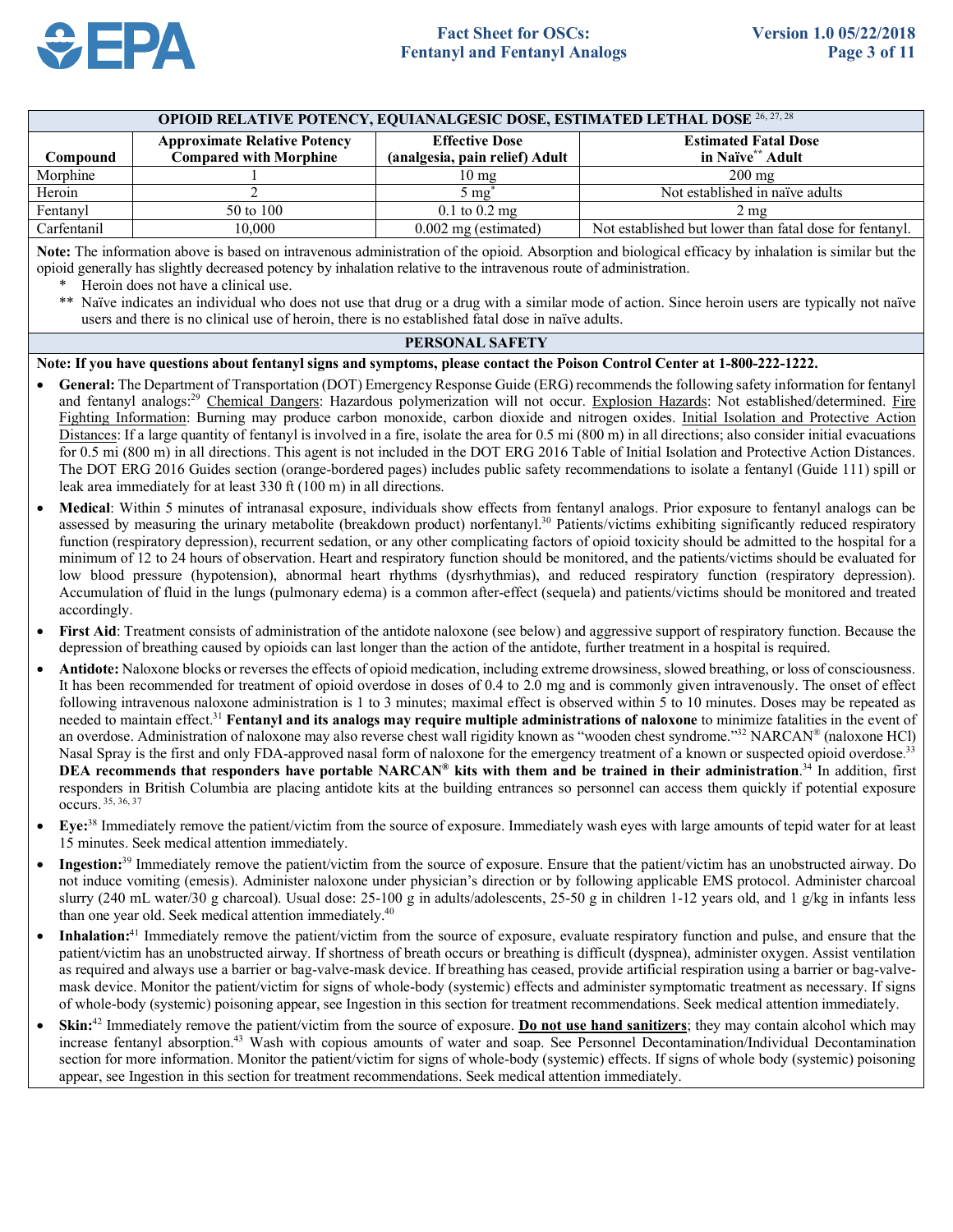## OPIOID RELATIVE POTENCY, EQUIANALGESIC DOSE, ESTIMATED LETHAL DOSE [26, 27, 28]

| Compound | Approximate Relative Potency Compared with Morphine | Effective Dose (analgesia, pain relief) Adult | Estimated Fatal Dose in Naïve** Adult |
|---|---|---|---|
| Morphine | 1 | 10 mg | 200 mg |
| Heroin | 2 | 5 mg* | Not established in naïve adults |
| Fentanyl | 50 to 100 | 0.1 to 0.2 mg | 2 mg |
| Carfentanil | 10,000 | 0.002 mg (estimated) | Not established but lower than fatal dose for fentanyl. |

**Note:** The information above is based on intravenous administration of the opioid. Absorption and biological efficacy by inhalation is similar but the opioid generally has slightly decreased potency by inhalation relative to the intravenous route of administration.

- \* Heroin does not have a clinical use.
- \*\* Naïve indicates an individual who does not use that drug or a drug with a similar mode of action. Since heroin users are typically not naïve users and there is no clinical use of heroin, there is no established fatal dose in naïve adults.

## PERSONAL SAFETY

**Note: If you have questions about fentanyl signs and symptoms, please contact the Poison Control Center at 1-800-222-1222.**

- **General:** The Department of Transportation (DOT) Emergency Response Guide (ERG) recommends the following safety information for fentanyl and fentanyl analogs:[29] Chemical Dangers: Hazardous polymerization will not occur. Explosion Hazards: Not established/determined. Fire Fighting Information: Burning may produce carbon monoxide, carbon dioxide and nitrogen oxides. Initial Isolation and Protective Action Distances: If a large quantity of fentanyl is involved in a fire, isolate the area for 0.5 mi (800 m) in all directions; also consider initial evacuations for 0.5 mi (800 m) in all directions. This agent is not included in the DOT ERG 2016 Table of Initial Isolation and Protective Action Distances. The DOT ERG 2016 Guides section (orange-bordered pages) includes public safety recommendations to isolate a fentanyl (Guide 111) spill or leak area immediately for at least 330 ft (100 m) in all directions.
- **Medical**: Within 5 minutes of intranasal exposure, individuals show effects from fentanyl analogs. Prior exposure to fentanyl analogs can be assessed by measuring the urinary metabolite (breakdown product) norfentanyl.[30] Patients/victims exhibiting significantly reduced respiratory function (respiratory depression), recurrent sedation, or any other complicating factors of opioid toxicity should be admitted to the hospital for a minimum of 12 to 24 hours of observation. Heart and respiratory function should be monitored, and the patients/victims should be evaluated for low blood pressure (hypotension), abnormal heart rhythms (dysrhythmias), and reduced respiratory function (respiratory depression). Accumulation of fluid in the lungs (pulmonary edema) is a common after-effect (sequela) and patients/victims should be monitored and treated accordingly.
- **First Aid**: Treatment consists of administration of the antidote naloxone (see below) and aggressive support of respiratory function. Because the depression of breathing caused by opioids can last longer than the action of the antidote, further treatment in a hospital is required.
- **Antidote:** Naloxone blocks or reverses the effects of opioid medication, including extreme drowsiness, slowed breathing, or loss of consciousness. It has been recommended for treatment of opioid overdose in doses of 0.4 to 2.0 mg and is commonly given intravenously. The onset of effect following intravenous naloxone administration is 1 to 3 minutes; maximal effect is observed within 5 to 10 minutes. Doses may be repeated as needed to maintain effect.[31] **Fentanyl and its analogs may require multiple administrations of naloxone** to minimize fatalities in the event of an overdose. Administration of naloxone may also reverse chest wall rigidity known as "wooden chest syndrome."[32] NARCAN® (naloxone HCl) Nasal Spray is the first and only FDA-approved nasal form of naloxone for the emergency treatment of a known or suspected opioid overdose.[33] **DEA recommends that responders have portable NARCAN® kits with them and be trained in their administration**.[34] In addition, first responders in British Columbia are placing antidote kits at the building entrances so personnel can access them quickly if potential exposure occurs.[35, 36, 37]
- **Eye:**[38] Immediately remove the patient/victim from the source of exposure. Immediately wash eyes with large amounts of tepid water for at least 15 minutes. Seek medical attention immediately.
- **Ingestion:**[39] Immediately remove the patient/victim from the source of exposure. Ensure that the patient/victim has an unobstructed airway. Do not induce vomiting (emesis). Administer naloxone under physician's direction or by following applicable EMS protocol. Administer charcoal slurry (240 mL water/30 g charcoal). Usual dose: 25-100 g in adults/adolescents, 25-50 g in children 1-12 years old, and 1 g/kg in infants less than one year old. Seek medical attention immediately.[40]
- **Inhalation:**[41] Immediately remove the patient/victim from the source of exposure, evaluate respiratory function and pulse, and ensure that the patient/victim has an unobstructed airway. If shortness of breath occurs or breathing is difficult (dyspnea), administer oxygen. Assist ventilation as required and always use a barrier or bag-valve-mask device. If breathing has ceased, provide artificial respiration using a barrier or bag-valve-mask device. Monitor the patient/victim for signs of whole-body (systemic) effects and administer symptomatic treatment as necessary. If signs of whole-body (systemic) poisoning appear, see Ingestion in this section for treatment recommendations. Seek medical attention immediately.
- **Skin:**[42] Immediately remove the patient/victim from the source of exposure. **Do not use hand sanitizers**; they may contain alcohol which may increase fentanyl absorption.[43] Wash with copious amounts of water and soap. See Personnel Decontamination/Individual Decontamination section for more information. Monitor the patient/victim for signs of whole-body (systemic) effects. If signs of whole body (systemic) poisoning appear, see Ingestion in this section for treatment recommendations. Seek medical attention immediately.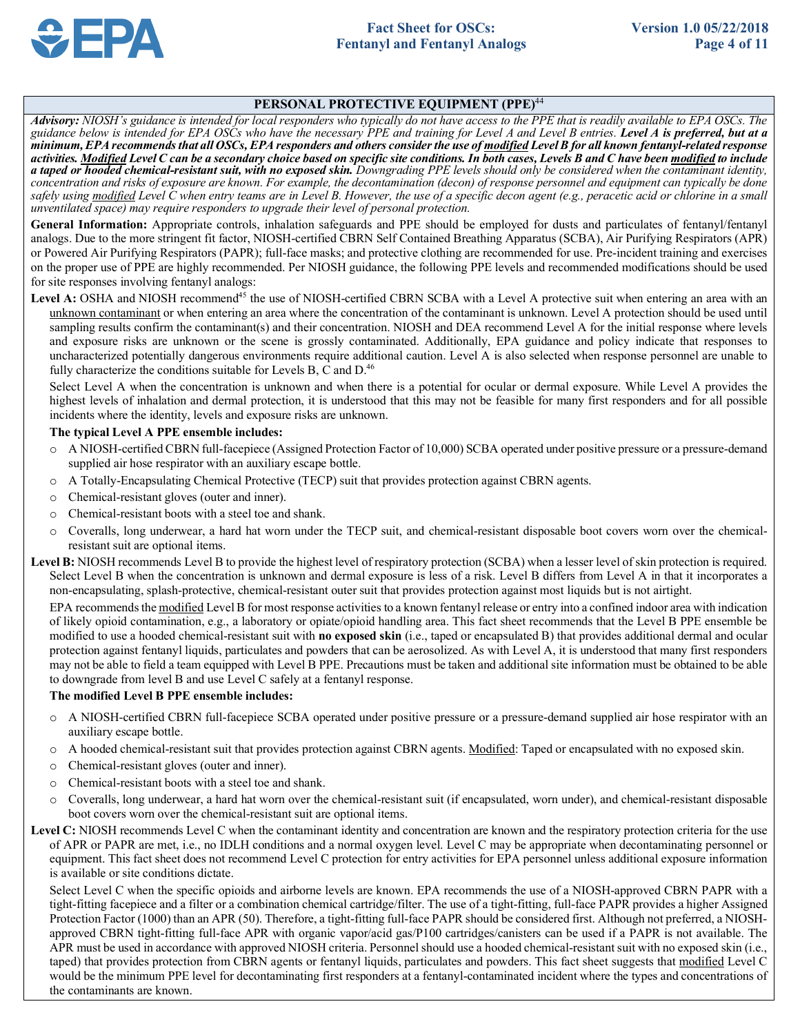## PERSONAL PROTECTIVE EQUIPMENT (PPE)[44]

***Advisory:*** *NIOSH's guidance is intended for local responders who typically do not have access to the PPE that is readily available to EPA OSCs. The guidance below is intended for EPA OSCs who have the necessary PPE and training for Level A and Level B entries.* ***Level A is preferred, but at a minimum, EPA recommends that all OSCs, EPA responders and others consider the use of <u>modified</u> Level B for all known fentanyl-related response activities. <u>Modified</u> Level C can be a secondary choice based on specific site conditions. In both cases, Levels B and C have been <u>modified</u> to include a taped or hooded chemical-resistant suit, with no exposed skin.*** *Downgrading PPE levels should only be considered when the contaminant identity, concentration and risks of exposure are known. For example, the decontamination (decon) of response personnel and equipment can typically be done safely using <u>modified</u> Level C when entry teams are in Level B. However, the use of a specific decon agent (e.g., peracetic acid or chlorine in a small unventilated space) may require responders to upgrade their level of personal protection.*

**General Information:** Appropriate controls, inhalation safeguards and PPE should be employed for dusts and particulates of fentanyl/fentanyl analogs. Due to the more stringent fit factor, NIOSH-certified CBRN Self Contained Breathing Apparatus (SCBA), Air Purifying Respirators (APR) or Powered Air Purifying Respirators (PAPR); full-face masks; and protective clothing are recommended for use. Pre-incident training and exercises on the proper use of PPE are highly recommended. Per NIOSH guidance, the following PPE levels and recommended modifications should be used for site responses involving fentanyl analogs:

**Level A:** OSHA and NIOSH recommend[45] the use of NIOSH-certified CBRN SCBA with a Level A protective suit when entering an area with an <u>unknown contaminant</u> or when entering an area where the concentration of the contaminant is unknown. Level A protection should be used until sampling results confirm the contaminant(s) and their concentration. NIOSH and DEA recommend Level A for the initial response where levels and exposure risks are unknown or the scene is grossly contaminated. Additionally, EPA guidance and policy indicate that responses to uncharacterized potentially dangerous environments require additional caution. Level A is also selected when response personnel are unable to fully characterize the conditions suitable for Levels B, C and D.[46]

Select Level A when the concentration is unknown and when there is a potential for ocular or dermal exposure. While Level A provides the highest levels of inhalation and dermal protection, it is understood that this may not be feasible for many first responders and for all possible incidents where the identity, levels and exposure risks are unknown.

**The typical Level A PPE ensemble includes:**

- A NIOSH-certified CBRN full-facepiece (Assigned Protection Factor of 10,000) SCBA operated under positive pressure or a pressure-demand supplied air hose respirator with an auxiliary escape bottle.
- A Totally-Encapsulating Chemical Protective (TECP) suit that provides protection against CBRN agents.
- Chemical-resistant gloves (outer and inner).
- Chemical-resistant boots with a steel toe and shank.
- Coveralls, long underwear, a hard hat worn under the TECP suit, and chemical-resistant disposable boot covers worn over the chemical-resistant suit are optional items.

**Level B:** NIOSH recommends Level B to provide the highest level of respiratory protection (SCBA) when a lesser level of skin protection is required. Select Level B when the concentration is unknown and dermal exposure is less of a risk. Level B differs from Level A in that it incorporates a non-encapsulating, splash-protective, chemical-resistant outer suit that provides protection against most liquids but is not airtight.

EPA recommends the <u>modified</u> Level B for most response activities to a known fentanyl release or entry into a confined indoor area with indication of likely opioid contamination, e.g., a laboratory or opiate/opioid handling area. This fact sheet recommends that the Level B PPE ensemble be modified to use a hooded chemical-resistant suit with **no exposed skin** (i.e., taped or encapsulated B) that provides additional dermal and ocular protection against fentanyl liquids, particulates and powders that can be aerosolized. As with Level A, it is understood that many first responders may not be able to field a team equipped with Level B PPE. Precautions must be taken and additional site information must be obtained to be able to downgrade from level B and use Level C safely at a fentanyl response.

**The modified Level B PPE ensemble includes:**

- A NIOSH-certified CBRN full-facepiece SCBA operated under positive pressure or a pressure-demand supplied air hose respirator with an auxiliary escape bottle.
- A hooded chemical-resistant suit that provides protection against CBRN agents. <u>Modified</u>: Taped or encapsulated with no exposed skin.
- Chemical-resistant gloves (outer and inner).
- Chemical-resistant boots with a steel toe and shank.
- Coveralls, long underwear, a hard hat worn over the chemical-resistant suit (if encapsulated, worn under), and chemical-resistant disposable boot covers worn over the chemical-resistant suit are optional items.

**Level C:** NIOSH recommends Level C when the contaminant identity and concentration are known and the respiratory protection criteria for the use of APR or PAPR are met, i.e., no IDLH conditions and a normal oxygen level. Level C may be appropriate when decontaminating personnel or equipment. This fact sheet does not recommend Level C protection for entry activities for EPA personnel unless additional exposure information is available or site conditions dictate.

Select Level C when the specific opioids and airborne levels are known. EPA recommends the use of a NIOSH-approved CBRN PAPR with a tight-fitting facepiece and a filter or a combination chemical cartridge/filter. The use of a tight-fitting, full-face PAPR provides a higher Assigned Protection Factor (1000) than an APR (50). Therefore, a tight-fitting full-face PAPR should be considered first. Although not preferred, a NIOSH-approved CBRN tight-fitting full-face APR with organic vapor/acid gas/P100 cartridges/canisters can be used if a PAPR is not available. The APR must be used in accordance with approved NIOSH criteria. Personnel should use a hooded chemical-resistant suit with no exposed skin (i.e., taped) that provides protection from CBRN agents or fentanyl liquids, particulates and powders. This fact sheet suggests that <u>modified</u> Level C would be the minimum PPE level for decontaminating first responders at a fentanyl-contaminated incident where the types and concentrations of the contaminants are known.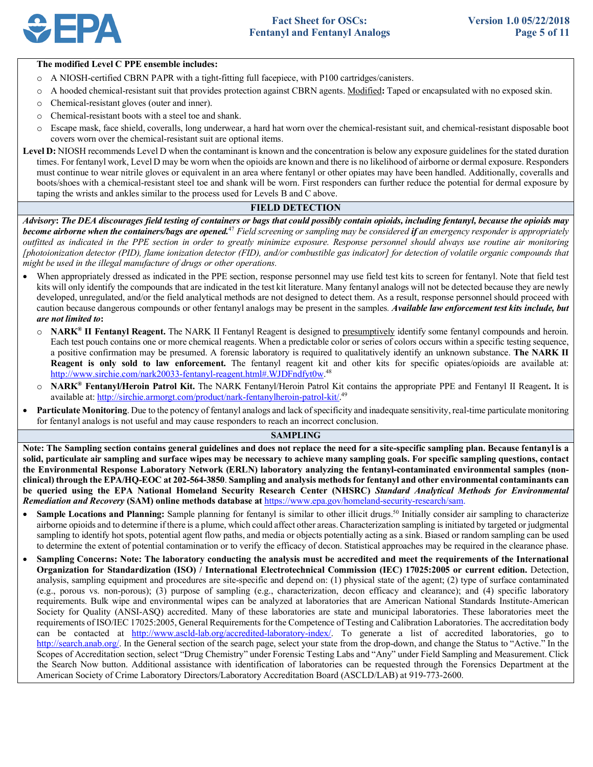**The modified Level C PPE ensemble includes:**

- A NIOSH-certified CBRN PAPR with a tight-fitting full facepiece, with P100 cartridges/canisters.
- A hooded chemical-resistant suit that provides protection against CBRN agents. Modified**:** Taped or encapsulated with no exposed skin.
- Chemical-resistant gloves (outer and inner).
- Chemical-resistant boots with a steel toe and shank.
- Escape mask, face shield, coveralls, long underwear, a hard hat worn over the chemical-resistant suit, and chemical-resistant disposable boot covers worn over the chemical-resistant suit are optional items.

**Level D:** NIOSH recommends Level D when the contaminant is known and the concentration is below any exposure guidelines for the stated duration times. For fentanyl work, Level D may be worn when the opioids are known and there is no likelihood of airborne or dermal exposure. Responders must continue to wear nitrile gloves or equivalent in an area where fentanyl or other opiates may have been handled. Additionally, coveralls and boots/shoes with a chemical-resistant steel toe and shank will be worn. First responders can further reduce the potential for dermal exposure by taping the wrists and ankles similar to the process used for Levels B and C above.

## FIELD DETECTION

*Advisory***:** ***The DEA discourages field testing of containers or bags that could possibly contain opioids, including fentanyl, because the opioids may become airborne when the containers/bags are opened.***[47] *Field screening or sampling may be considered* ***if*** *an emergency responder is appropriately outfitted as indicated in the PPE section in order to greatly minimize exposure. Response personnel should always use routine air monitoring [photoionization detector (PID), flame ionization detector (FID), and/or combustible gas indicator] for detection of volatile organic compounds that might be used in the illegal manufacture of drugs or other operations.*

- When appropriately dressed as indicated in the PPE section, response personnel may use field test kits to screen for fentanyl. Note that field test kits will only identify the compounds that are indicated in the test kit literature. Many fentanyl analogs will not be detected because they are newly developed, unregulated, and/or the field analytical methods are not designed to detect them. As a result, response personnel should proceed with caution because dangerous compounds or other fentanyl analogs may be present in the samples. ***Available law enforcement test kits include, but are not limited to*****:**
  - **NARK® II Fentanyl Reagent.** The NARK II Fentanyl Reagent is designed to presumptively identify some fentanyl compounds and heroin. Each test pouch contains one or more chemical reagents. When a predictable color or series of colors occurs within a specific testing sequence, a positive confirmation may be presumed. A forensic laboratory is required to qualitatively identify an unknown substance. **The NARK II Reagent is only sold to law enforcement.** The fentanyl reagent kit and other kits for specific opiates/opioids are available at: http://www.sirchie.com/nark20033-fentanyl-reagent.html#.WJDFndfyt0w.[48]
  - **NARK® Fentanyl/Heroin Patrol Kit.** The NARK Fentanyl/Heroin Patrol Kit contains the appropriate PPE and Fentanyl II Reagent**.** It is available at: http://sirchie.armorgt.com/product/nark-fentanylheroin-patrol-kit/.[49]
- **Particulate Monitoring**. Due to the potency of fentanyl analogs and lack of specificity and inadequate sensitivity, real-time particulate monitoring for fentanyl analogs is not useful and may cause responders to reach an incorrect conclusion.

## SAMPLING

**Note: The Sampling section contains general guidelines and does not replace the need for a site-specific sampling plan. Because fentanyl is a solid, particulate air sampling and surface wipes may be necessary to achieve many sampling goals. For specific sampling questions, contact the Environmental Response Laboratory Network (ERLN) laboratory analyzing the fentanyl-contaminated environmental samples (non-clinical) through the EPA/HQ-EOC at 202-564-3850**. **Sampling and analysis methods for fentanyl and other environmental contaminants can be queried using the EPA National Homeland Security Research Center (NHSRC)** ***Standard Analytical Methods for Environmental Remediation and Recovery*** **(SAM) online methods database at** https://www.epa.gov/homeland-security-research/sam.

- **Sample Locations and Planning:** Sample planning for fentanyl is similar to other illicit drugs.[50] Initially consider air sampling to characterize airborne opioids and to determine if there is a plume, which could affect other areas. Characterization sampling is initiated by targeted or judgmental sampling to identify hot spots, potential agent flow paths, and media or objects potentially acting as a sink. Biased or random sampling can be used to determine the extent of potential contamination or to verify the efficacy of decon. Statistical approaches may be required in the clearance phase.
- **Sampling Concerns: Note: The laboratory conducting the analysis must be accredited and meet the requirements of the International Organization for Standardization (ISO) / International Electrotechnical Commission (IEC) 17025:2005 or current edition.** Detection, analysis, sampling equipment and procedures are site-specific and depend on: (1) physical state of the agent; (2) type of surface contaminated (e.g., porous vs. non-porous); (3) purpose of sampling (e.g., characterization, decon efficacy and clearance); and (4) specific laboratory requirements. Bulk wipe and environmental wipes can be analyzed at laboratories that are American National Standards Institute-American Society for Quality (ANSI-ASQ) accredited. Many of these laboratories are state and municipal laboratories. These laboratories meet the requirements of ISO/IEC 17025:2005, General Requirements for the Competence of Testing and Calibration Laboratories. The accreditation body can be contacted at http://www.ascld-lab.org/accredited-laboratory-index/. To generate a list of accredited laboratories, go to http://search.anab.org/. In the General section of the search page, select your state from the drop-down, and change the Status to "Active." In the Scopes of Accreditation section, select "Drug Chemistry" under Forensic Testing Labs and "Any" under Field Sampling and Measurement. Click the Search Now button. Additional assistance with identification of laboratories can be requested through the Forensics Department at the American Society of Crime Laboratory Directors/Laboratory Accreditation Board (ASCLD/LAB) at 919-773-2600.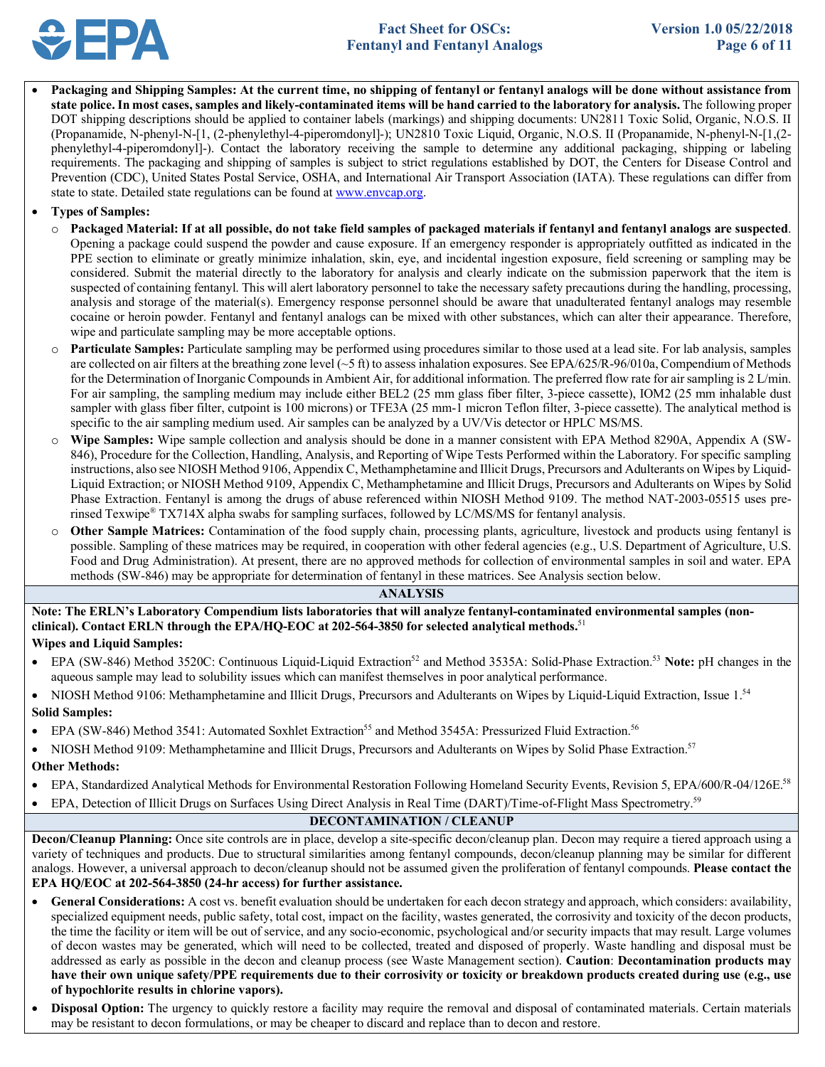- **Packaging and Shipping Samples: At the current time, no shipping of fentanyl or fentanyl analogs will be done without assistance from state police. In most cases, samples and likely-contaminated items will be hand carried to the laboratory for analysis.** The following proper DOT shipping descriptions should be applied to container labels (markings) and shipping documents: UN2811 Toxic Solid, Organic, N.O.S. II (Propanamide, N-phenyl-N-[1, (2-phenylethyl-4-piperomdonyl]-); UN2810 Toxic Liquid, Organic, N.O.S. II (Propanamide, N-phenyl-N-[1,(2-phenylethyl-4-piperomdonyl]-). Contact the laboratory receiving the sample to determine any additional packaging, shipping or labeling requirements. The packaging and shipping of samples is subject to strict regulations established by DOT, the Centers for Disease Control and Prevention (CDC), United States Postal Service, OSHA, and International Air Transport Association (IATA). These regulations can differ from state to state. Detailed state regulations can be found at www.envcap.org.
- **Types of Samples:**
  - **Packaged Material: If at all possible, do not take field samples of packaged materials if fentanyl and fentanyl analogs are suspected**. Opening a package could suspend the powder and cause exposure. If an emergency responder is appropriately outfitted as indicated in the PPE section to eliminate or greatly minimize inhalation, skin, eye, and incidental ingestion exposure, field screening or sampling may be considered. Submit the material directly to the laboratory for analysis and clearly indicate on the submission paperwork that the item is suspected of containing fentanyl. This will alert laboratory personnel to take the necessary safety precautions during the handling, processing, analysis and storage of the material(s). Emergency response personnel should be aware that unadulterated fentanyl analogs may resemble cocaine or heroin powder. Fentanyl and fentanyl analogs can be mixed with other substances, which can alter their appearance. Therefore, wipe and particulate sampling may be more acceptable options.
  - **Particulate Samples:** Particulate sampling may be performed using procedures similar to those used at a lead site. For lab analysis, samples are collected on air filters at the breathing zone level (~5 ft) to assess inhalation exposures. See EPA/625/R-96/010a, Compendium of Methods for the Determination of Inorganic Compounds in Ambient Air, for additional information. The preferred flow rate for air sampling is 2 L/min. For air sampling, the sampling medium may include either BEL2 (25 mm glass fiber filter, 3-piece cassette), IOM2 (25 mm inhalable dust sampler with glass fiber filter, cutpoint is 100 microns) or TFE3A (25 mm-1 micron Teflon filter, 3-piece cassette). The analytical method is specific to the air sampling medium used. Air samples can be analyzed by a UV/Vis detector or HPLC MS/MS.
  - **Wipe Samples:** Wipe sample collection and analysis should be done in a manner consistent with EPA Method 8290A, Appendix A (SW-846), Procedure for the Collection, Handling, Analysis, and Reporting of Wipe Tests Performed within the Laboratory. For specific sampling instructions, also see NIOSH Method 9106, Appendix C, Methamphetamine and Illicit Drugs, Precursors and Adulterants on Wipes by Liquid-Liquid Extraction; or NIOSH Method 9109, Appendix C, Methamphetamine and Illicit Drugs, Precursors and Adulterants on Wipes by Solid Phase Extraction. Fentanyl is among the drugs of abuse referenced within NIOSH Method 9109. The method NAT-2003-05515 uses pre-rinsed Texwipe® TX714X alpha swabs for sampling surfaces, followed by LC/MS/MS for fentanyl analysis.
  - **Other Sample Matrices:** Contamination of the food supply chain, processing plants, agriculture, livestock and products using fentanyl is possible. Sampling of these matrices may be required, in cooperation with other federal agencies (e.g., U.S. Department of Agriculture, U.S. Food and Drug Administration). At present, there are no approved methods for collection of environmental samples in soil and water. EPA methods (SW-846) may be appropriate for determination of fentanyl in these matrices. See Analysis section below.

## ANALYSIS

**Note: The ERLN's Laboratory Compendium lists laboratories that will analyze fentanyl-contaminated environmental samples (non-clinical). Contact ERLN through the EPA/HQ-EOC at 202-564-3850 for selected analytical methods.**[51]

**Wipes and Liquid Samples:**

- EPA (SW-846) Method 3520C: Continuous Liquid-Liquid Extraction[52] and Method 3535A: Solid-Phase Extraction.[53] **Note:** pH changes in the aqueous sample may lead to solubility issues which can manifest themselves in poor analytical performance.
- NIOSH Method 9106: Methamphetamine and Illicit Drugs, Precursors and Adulterants on Wipes by Liquid-Liquid Extraction, Issue 1.[54]

**Solid Samples:**

- EPA (SW-846) Method 3541: Automated Soxhlet Extraction[55] and Method 3545A: Pressurized Fluid Extraction.[56]
- NIOSH Method 9109: Methamphetamine and Illicit Drugs, Precursors and Adulterants on Wipes by Solid Phase Extraction.[57]

**Other Methods:**

- EPA, Standardized Analytical Methods for Environmental Restoration Following Homeland Security Events, Revision 5, EPA/600/R-04/126E.[58]
- EPA, Detection of Illicit Drugs on Surfaces Using Direct Analysis in Real Time (DART)/Time-of-Flight Mass Spectrometry.[59]

## DECONTAMINATION / CLEANUP

**Decon/Cleanup Planning:** Once site controls are in place, develop a site-specific decon/cleanup plan. Decon may require a tiered approach using a variety of techniques and products. Due to structural similarities among fentanyl compounds, decon/cleanup planning may be similar for different analogs. However, a universal approach to decon/cleanup should not be assumed given the proliferation of fentanyl compounds. **Please contact the EPA HQ/EOC at 202-564-3850 (24-hr access) for further assistance.**

- **General Considerations:** A cost vs. benefit evaluation should be undertaken for each decon strategy and approach, which considers: availability, specialized equipment needs, public safety, total cost, impact on the facility, wastes generated, the corrosivity and toxicity of the decon products, the time the facility or item will be out of service, and any socio-economic, psychological and/or security impacts that may result. Large volumes of decon wastes may be generated, which will need to be collected, treated and disposed of properly. Waste handling and disposal must be addressed as early as possible in the decon and cleanup process (see Waste Management section). **Caution**: **Decontamination products may have their own unique safety/PPE requirements due to their corrosivity or toxicity or breakdown products created during use (e.g., use of hypochlorite results in chlorine vapors).**
- **Disposal Option:** The urgency to quickly restore a facility may require the removal and disposal of contaminated materials. Certain materials may be resistant to decon formulations, or may be cheaper to discard and replace than to decon and restore.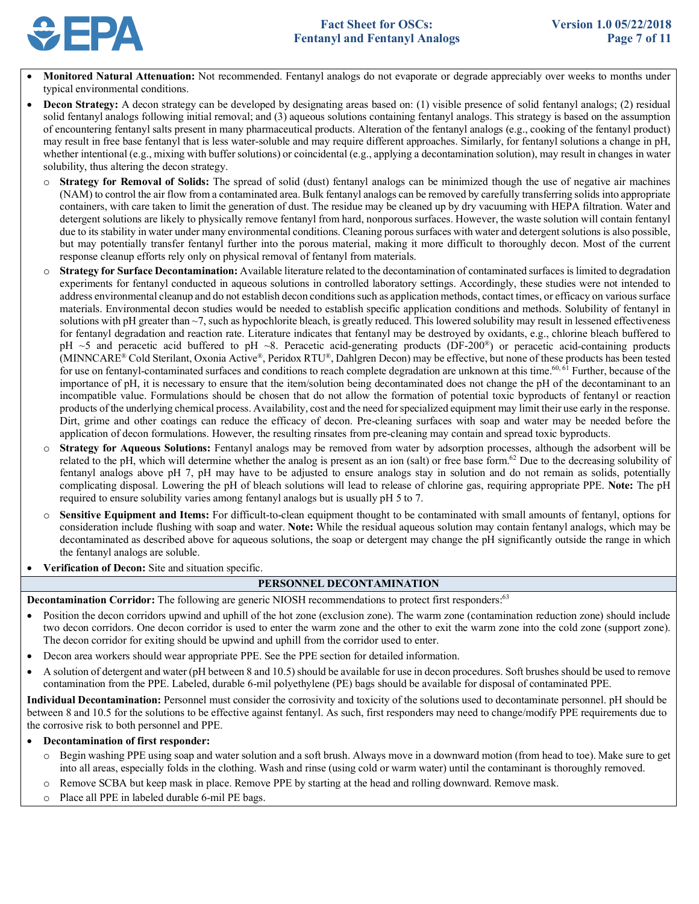- **Monitored Natural Attenuation:** Not recommended. Fentanyl analogs do not evaporate or degrade appreciably over weeks to months under typical environmental conditions.
- **Decon Strategy:** A decon strategy can be developed by designating areas based on: (1) visible presence of solid fentanyl analogs; (2) residual solid fentanyl analogs following initial removal; and (3) aqueous solutions containing fentanyl analogs. This strategy is based on the assumption of encountering fentanyl salts present in many pharmaceutical products. Alteration of the fentanyl analogs (e.g., cooking of the fentanyl product) may result in free base fentanyl that is less water-soluble and may require different approaches. Similarly, for fentanyl solutions a change in pH, whether intentional (e.g., mixing with buffer solutions) or coincidental (e.g., applying a decontamination solution), may result in changes in water solubility, thus altering the decon strategy.
  - **Strategy for Removal of Solids:** The spread of solid (dust) fentanyl analogs can be minimized though the use of negative air machines (NAM) to control the air flow from a contaminated area. Bulk fentanyl analogs can be removed by carefully transferring solids into appropriate containers, with care taken to limit the generation of dust. The residue may be cleaned up by dry vacuuming with HEPA filtration. Water and detergent solutions are likely to physically remove fentanyl from hard, nonporous surfaces. However, the waste solution will contain fentanyl due to its stability in water under many environmental conditions. Cleaning porous surfaces with water and detergent solutions is also possible, but may potentially transfer fentanyl further into the porous material, making it more difficult to thoroughly decon. Most of the current response cleanup efforts rely only on physical removal of fentanyl from materials.
  - **Strategy for Surface Decontamination:** Available literature related to the decontamination of contaminated surfaces is limited to degradation experiments for fentanyl conducted in aqueous solutions in controlled laboratory settings. Accordingly, these studies were not intended to address environmental cleanup and do not establish decon conditions such as application methods, contact times, or efficacy on various surface materials. Environmental decon studies would be needed to establish specific application conditions and methods. Solubility of fentanyl in solutions with pH greater than ~7, such as hypochlorite bleach, is greatly reduced. This lowered solubility may result in lessened effectiveness for fentanyl degradation and reaction rate. Literature indicates that fentanyl may be destroyed by oxidants, e.g., chlorine bleach buffered to pH ~5 and peracetic acid buffered to pH ~8. Peracetic acid-generating products (DF-200®) or peracetic acid-containing products (MINNCARE® Cold Sterilant, Oxonia Active®, Peridox RTU®, Dahlgren Decon) may be effective, but none of these products has been tested for use on fentanyl-contaminated surfaces and conditions to reach complete degradation are unknown at this time.[60, 61] Further, because of the importance of pH, it is necessary to ensure that the item/solution being decontaminated does not change the pH of the decontaminant to an incompatible value. Formulations should be chosen that do not allow the formation of potential toxic byproducts of fentanyl or reaction products of the underlying chemical process. Availability, cost and the need for specialized equipment may limit their use early in the response. Dirt, grime and other coatings can reduce the efficacy of decon. Pre-cleaning surfaces with soap and water may be needed before the application of decon formulations. However, the resulting rinsates from pre-cleaning may contain and spread toxic byproducts.
  - **Strategy for Aqueous Solutions:** Fentanyl analogs may be removed from water by adsorption processes, although the adsorbent will be related to the pH, which will determine whether the analog is present as an ion (salt) or free base form.[62] Due to the decreasing solubility of fentanyl analogs above pH 7, pH may have to be adjusted to ensure analogs stay in solution and do not remain as solids, potentially complicating disposal. Lowering the pH of bleach solutions will lead to release of chlorine gas, requiring appropriate PPE. **Note:** The pH required to ensure solubility varies among fentanyl analogs but is usually pH 5 to 7.
  - **Sensitive Equipment and Items:** For difficult-to-clean equipment thought to be contaminated with small amounts of fentanyl, options for consideration include flushing with soap and water. **Note:** While the residual aqueous solution may contain fentanyl analogs, which may be decontaminated as described above for aqueous solutions, the soap or detergent may change the pH significantly outside the range in which the fentanyl analogs are soluble.
- **Verification of Decon:** Site and situation specific.

## PERSONNEL DECONTAMINATION

**Decontamination Corridor:** The following are generic NIOSH recommendations to protect first responders:[63]

- Position the decon corridors upwind and uphill of the hot zone (exclusion zone). The warm zone (contamination reduction zone) should include two decon corridors. One decon corridor is used to enter the warm zone and the other to exit the warm zone into the cold zone (support zone). The decon corridor for exiting should be upwind and uphill from the corridor used to enter.
- Decon area workers should wear appropriate PPE. See the PPE section for detailed information.
- A solution of detergent and water (pH between 8 and 10.5) should be available for use in decon procedures. Soft brushes should be used to remove contamination from the PPE. Labeled, durable 6-mil polyethylene (PE) bags should be available for disposal of contaminated PPE.

**Individual Decontamination:** Personnel must consider the corrosivity and toxicity of the solutions used to decontaminate personnel. pH should be between 8 and 10.5 for the solutions to be effective against fentanyl. As such, first responders may need to change/modify PPE requirements due to the corrosive risk to both personnel and PPE.

- **Decontamination of first responder:**
  - Begin washing PPE using soap and water solution and a soft brush. Always move in a downward motion (from head to toe). Make sure to get into all areas, especially folds in the clothing. Wash and rinse (using cold or warm water) until the contaminant is thoroughly removed.
  - Remove SCBA but keep mask in place. Remove PPE by starting at the head and rolling downward. Remove mask.
  - Place all PPE in labeled durable 6-mil PE bags.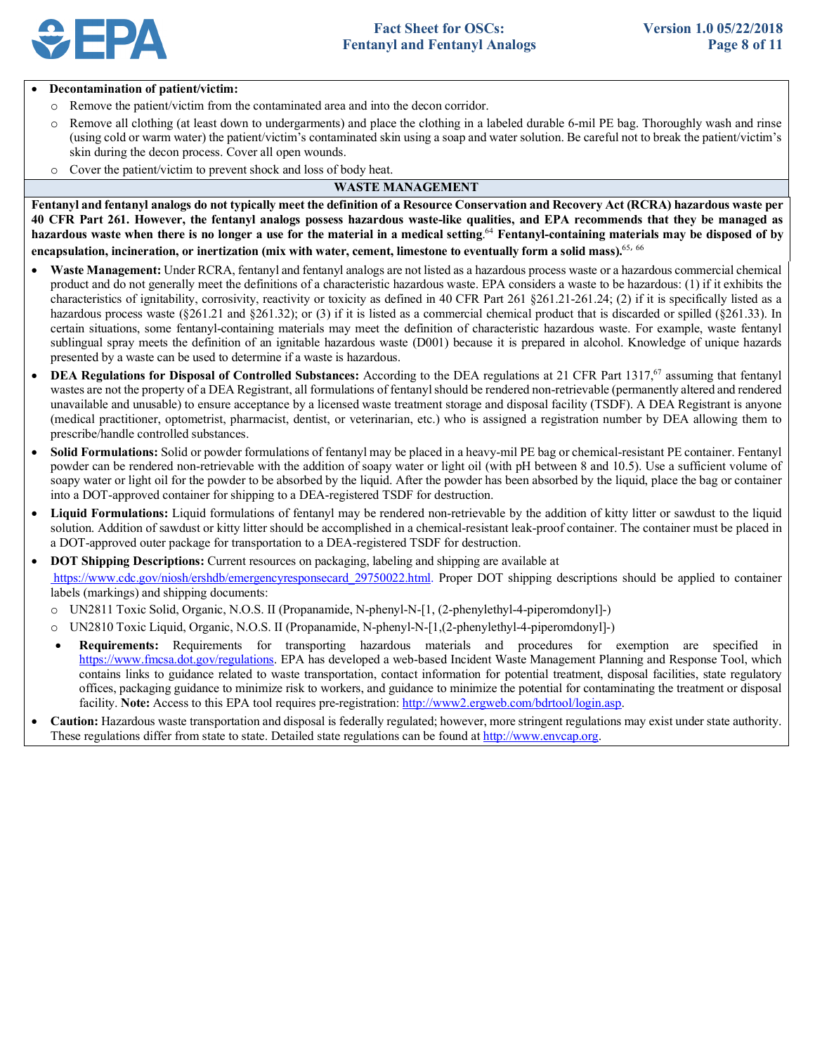- **Decontamination of patient/victim:**
  - Remove the patient/victim from the contaminated area and into the decon corridor.
  - Remove all clothing (at least down to undergarments) and place the clothing in a labeled durable 6-mil PE bag. Thoroughly wash and rinse (using cold or warm water) the patient/victim's contaminated skin using a soap and water solution. Be careful not to break the patient/victim's skin during the decon process. Cover all open wounds.
  - Cover the patient/victim to prevent shock and loss of body heat.

## WASTE MANAGEMENT

**Fentanyl and fentanyl analogs do not typically meet the definition of a Resource Conservation and Recovery Act (RCRA) hazardous waste per 40 CFR Part 261. However, the fentanyl analogs possess hazardous waste-like qualities, and EPA recommends that they be managed as hazardous waste when there is no longer a use for the material in a medical setting.**[64] **Fentanyl-containing materials may be disposed of by encapsulation, incineration, or inertization (mix with water, cement, limestone to eventually form a solid mass).**[65, 66]

- **Waste Management:** Under RCRA, fentanyl and fentanyl analogs are not listed as a hazardous process waste or a hazardous commercial chemical product and do not generally meet the definitions of a characteristic hazardous waste. EPA considers a waste to be hazardous: (1) if it exhibits the characteristics of ignitability, corrosivity, reactivity or toxicity as defined in 40 CFR Part 261 §261.21-261.24; (2) if it is specifically listed as a hazardous process waste (§261.21 and §261.32); or (3) if it is listed as a commercial chemical product that is discarded or spilled (§261.33). In certain situations, some fentanyl-containing materials may meet the definition of characteristic hazardous waste. For example, waste fentanyl sublingual spray meets the definition of an ignitable hazardous waste (D001) because it is prepared in alcohol. Knowledge of unique hazards presented by a waste can be used to determine if a waste is hazardous.
- **DEA Regulations for Disposal of Controlled Substances:** According to the DEA regulations at 21 CFR Part 1317,[67] assuming that fentanyl wastes are not the property of a DEA Registrant, all formulations of fentanyl should be rendered non-retrievable (permanently altered and rendered unavailable and unusable) to ensure acceptance by a licensed waste treatment storage and disposal facility (TSDF). A DEA Registrant is anyone (medical practitioner, optometrist, pharmacist, dentist, or veterinarian, etc.) who is assigned a registration number by DEA allowing them to prescribe/handle controlled substances.
- **Solid Formulations:** Solid or powder formulations of fentanyl may be placed in a heavy-mil PE bag or chemical-resistant PE container. Fentanyl powder can be rendered non-retrievable with the addition of soapy water or light oil (with pH between 8 and 10.5). Use a sufficient volume of soapy water or light oil for the powder to be absorbed by the liquid. After the powder has been absorbed by the liquid, place the bag or container into a DOT-approved container for shipping to a DEA-registered TSDF for destruction.
- **Liquid Formulations:** Liquid formulations of fentanyl may be rendered non-retrievable by the addition of kitty litter or sawdust to the liquid solution. Addition of sawdust or kitty litter should be accomplished in a chemical-resistant leak-proof container. The container must be placed in a DOT-approved outer package for transportation to a DEA-registered TSDF for destruction.
- **DOT Shipping Descriptions:** Current resources on packaging, labeling and shipping are available at https://www.cdc.gov/niosh/ershdb/emergencyresponsecard_29750022.html. Proper DOT shipping descriptions should be applied to container labels (markings) and shipping documents:
  - UN2811 Toxic Solid, Organic, N.O.S. II (Propanamide, N-phenyl-N-[1, (2-phenylethyl-4-piperomdonyl]-)
  - UN2810 Toxic Liquid, Organic, N.O.S. II (Propanamide, N-phenyl-N-[1,(2-phenylethyl-4-piperomdonyl]-)
  - **Requirements:** Requirements for transporting hazardous materials and procedures for exemption are specified in https://www.fmcsa.dot.gov/regulations. EPA has developed a web-based Incident Waste Management Planning and Response Tool, which contains links to guidance related to waste transportation, contact information for potential treatment, disposal facilities, state regulatory offices, packaging guidance to minimize risk to workers, and guidance to minimize the potential for contaminating the treatment or disposal facility. **Note:** Access to this EPA tool requires pre-registration: http://www2.ergweb.com/bdrtool/login.asp.
- **Caution:** Hazardous waste transportation and disposal is federally regulated; however, more stringent regulations may exist under state authority. These regulations differ from state to state. Detailed state regulations can be found at http://www.envcap.org.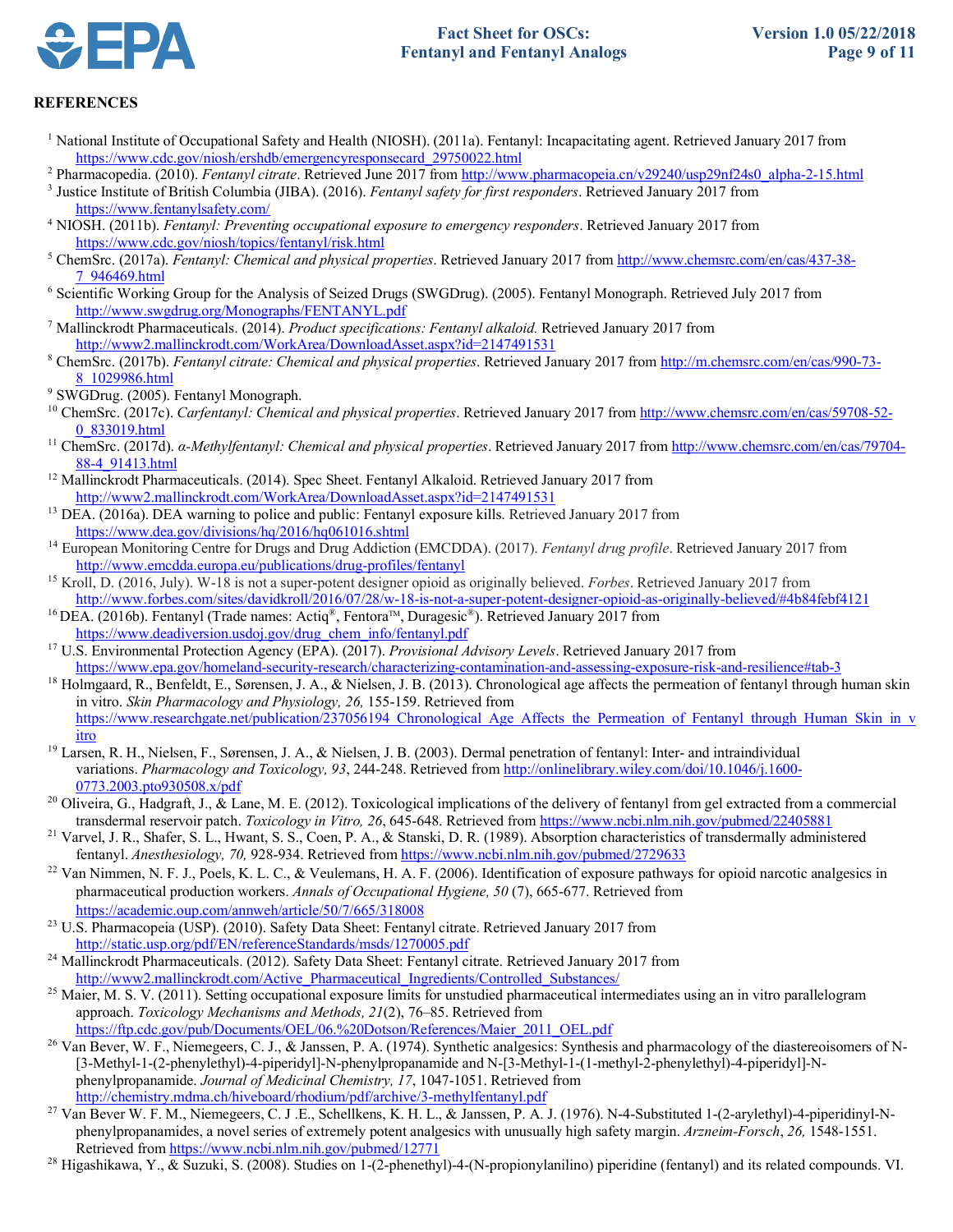## REFERENCES

[1] National Institute of Occupational Safety and Health (NIOSH). (2011a). Fentanyl: Incapacitating agent. Retrieved January 2017 from https://www.cdc.gov/niosh/ershdb/emergencyresponsecard_29750022.html

[2] Pharmacopedia. (2010). *Fentanyl citrate*. Retrieved June 2017 from http://www.pharmacopeia.cn/v29240/usp29nf24s0_alpha-2-15.html

[3] Justice Institute of British Columbia (JIBA). (2016). *Fentanyl safety for first responders*. Retrieved January 2017 from https://www.fentanylsafety.com/

[4] NIOSH. (2011b). *Fentanyl: Preventing occupational exposure to emergency responders*. Retrieved January 2017 from https://www.cdc.gov/niosh/topics/fentanyl/risk.html

[5] ChemSrc. (2017a). *Fentanyl: Chemical and physical properties*. Retrieved January 2017 from http://www.chemsrc.com/en/cas/437-38-7_946469.html

[6] Scientific Working Group for the Analysis of Seized Drugs (SWGDrug). (2005). Fentanyl Monograph. Retrieved July 2017 from http://www.swgdrug.org/Monographs/FENTANYL.pdf

[7] Mallinckrodt Pharmaceuticals. (2014). *Product specifications: Fentanyl alkaloid.* Retrieved January 2017 from http://www2.mallinckrodt.com/WorkArea/DownloadAsset.aspx?id=2147491531

[8] ChemSrc. (2017b). *Fentanyl citrate: Chemical and physical properties*. Retrieved January 2017 from http://m.chemsrc.com/en/cas/990-73-8_1029986.html

[9] SWGDrug. (2005). Fentanyl Monograph.

[10] ChemSrc. (2017c). *Carfentanyl: Chemical and physical properties*. Retrieved January 2017 from http://www.chemsrc.com/en/cas/59708-52-0_833019.html

[11] ChemSrc. (2017d). *α-Methylfentanyl: Chemical and physical properties*. Retrieved January 2017 from http://www.chemsrc.com/en/cas/79704-88-4_91413.html

[12] Mallinckrodt Pharmaceuticals. (2014). Spec Sheet. Fentanyl Alkaloid. Retrieved January 2017 from http://www2.mallinckrodt.com/WorkArea/DownloadAsset.aspx?id=2147491531

[13] DEA. (2016a). DEA warning to police and public: Fentanyl exposure kills. Retrieved January 2017 from https://www.dea.gov/divisions/hq/2016/hq061016.shtml

[14] European Monitoring Centre for Drugs and Drug Addiction (EMCDDA). (2017). *Fentanyl drug profile*. Retrieved January 2017 from http://www.emcdda.europa.eu/publications/drug-profiles/fentanyl

[15] Kroll, D. (2016, July). W-18 is not a super-potent designer opioid as originally believed. *Forbes*. Retrieved January 2017 from http://www.forbes.com/sites/davidkroll/2016/07/28/w-18-is-not-a-super-potent-designer-opioid-as-originally-believed/#4b84febf4121

[16] DEA. (2016b). Fentanyl (Trade names: Actiq®, Fentora™, Duragesic®). Retrieved January 2017 from https://www.deadiversion.usdoj.gov/drug_chem_info/fentanyl.pdf

[17] U.S. Environmental Protection Agency (EPA). (2017). *Provisional Advisory Levels*. Retrieved January 2017 from https://www.epa.gov/homeland-security-research/characterizing-contamination-and-assessing-exposure-risk-and-resilience#tab-3

[18] Holmgaard, R., Benfeldt, E., Sørensen, J. A., & Nielsen, J. B. (2013). Chronological age affects the permeation of fentanyl through human skin in vitro. *Skin Pharmacology and Physiology, 26,* 155-159. Retrieved from https://www.researchgate.net/publication/237056194_Chronological_Age_Affects_the_Permeation_of_Fentanyl_through_Human_Skin_in_vitro

[19] Larsen, R. H., Nielsen, F., Sørensen, J. A., & Nielsen, J. B. (2003). Dermal penetration of fentanyl: Inter- and intraindividual variations. *Pharmacology and Toxicology, 93*, 244-248. Retrieved from http://onlinelibrary.wiley.com/doi/10.1046/j.1600-0773.2003.pto930508.x/pdf

[20] Oliveira, G., Hadgraft, J., & Lane, M. E. (2012). Toxicological implications of the delivery of fentanyl from gel extracted from a commercial transdermal reservoir patch. *Toxicology in Vitro, 26*, 645-648. Retrieved from https://www.ncbi.nlm.nih.gov/pubmed/22405881

[21] Varvel, J. R., Shafer, S. L., Hwant, S. S., Coen, P. A., & Stanski, D. R. (1989). Absorption characteristics of transdermally administered fentanyl. *Anesthesiology, 70,* 928-934. Retrieved from https://www.ncbi.nlm.nih.gov/pubmed/2729633

[22] Van Nimmen, N. F. J., Poels, K. L. C., & Veulemans, H. A. F. (2006). Identification of exposure pathways for opioid narcotic analgesics in pharmaceutical production workers. *Annals of Occupational Hygiene, 50* (7), 665-677. Retrieved from https://academic.oup.com/annweh/article/50/7/665/318008

[23] U.S. Pharmacopeia (USP). (2010). Safety Data Sheet: Fentanyl citrate. Retrieved January 2017 from http://static.usp.org/pdf/EN/referenceStandards/msds/1270005.pdf

[24] Mallinckrodt Pharmaceuticals. (2012). Safety Data Sheet: Fentanyl citrate. Retrieved January 2017 from http://www2.mallinckrodt.com/Active_Pharmaceutical_Ingredients/Controlled_Substances/

[25] Maier, M. S. V. (2011). Setting occupational exposure limits for unstudied pharmaceutical intermediates using an in vitro parallelogram approach. *Toxicology Mechanisms and Methods, 21*(2), 76–85. Retrieved from https://ftp.cdc.gov/pub/Documents/OEL/06.%20Dotson/References/Maier_2011_OEL.pdf

[26] Van Bever, W. F., Niemegeers, C. J., & Janssen, P. A. (1974). Synthetic analgesics: Synthesis and pharmacology of the diastereoisomers of N-[3-Methyl-1-(2-phenylethyl)-4-piperidyl]-N-phenylpropanamide and N-[3-Methyl-1-(1-methyl-2-phenylethyl)-4-piperidyl]-N-phenylpropanamide. *Journal of Medicinal Chemistry, 17*, 1047-1051. Retrieved from http://chemistry.mdma.ch/hiveboard/rhodium/pdf/archive/3-methylfentanyl.pdf

[27] Van Bever W. F. M., Niemegeers, C. J .E., Schellkens, K. H. L., & Janssen, P. A. J. (1976). N-4-Substituted 1-(2-arylethyl)-4-piperidinyl-N-phenylpropanamides, a novel series of extremely potent analgesics with unusually high safety margin. *Arzneim-Forsch*, *26,* 1548-1551. Retrieved from https://www.ncbi.nlm.nih.gov/pubmed/12771

[28] Higashikawa, Y., & Suzuki, S. (2008). Studies on 1-(2-phenethyl)-4-(N-propionylanilino) piperidine (fentanyl) and its related compounds. VI.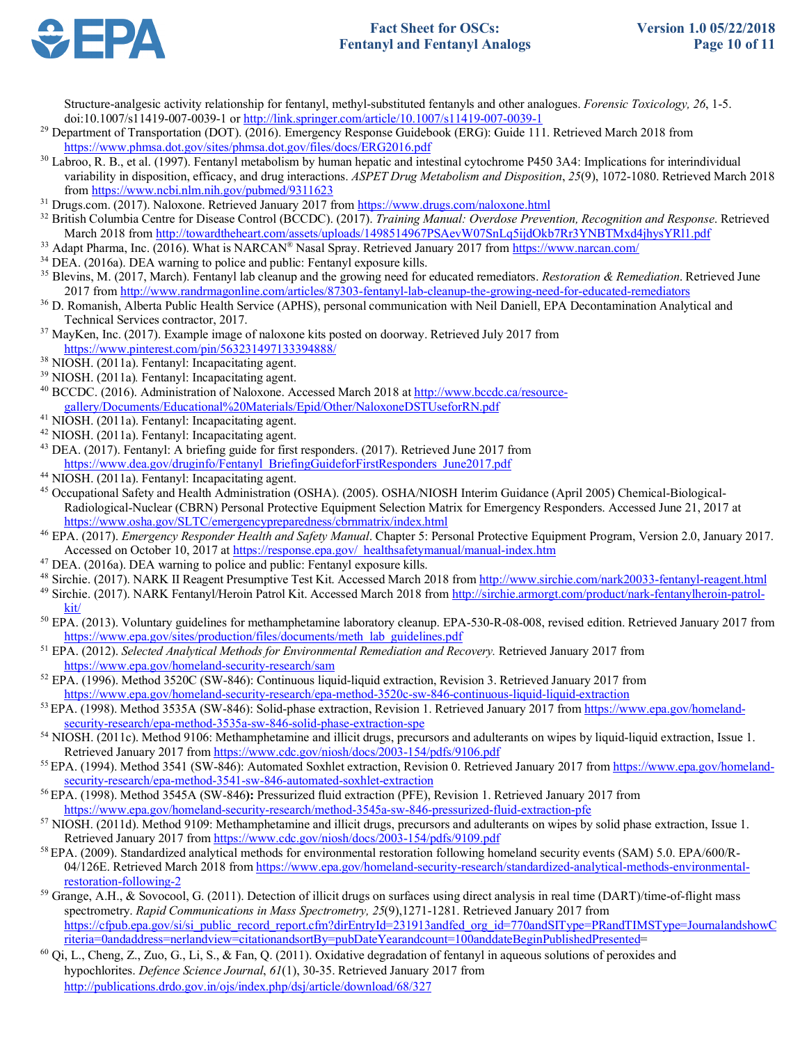Structure-analgesic activity relationship for fentanyl, methyl-substituted fentanyls and other analogues. *Forensic Toxicology, 26*, 1-5. doi:10.1007/s11419-007-0039-1 or http://link.springer.com/article/10.1007/s11419-007-0039-1

[29] Department of Transportation (DOT). (2016). Emergency Response Guidebook (ERG): Guide 111. Retrieved March 2018 from https://www.phmsa.dot.gov/sites/phmsa.dot.gov/files/docs/ERG2016.pdf

[30] Labroo, R. B., et al. (1997). Fentanyl metabolism by human hepatic and intestinal cytochrome P450 3A4: Implications for interindividual variability in disposition, efficacy, and drug interactions. *ASPET Drug Metabolism and Disposition*, *25*(9), 1072-1080. Retrieved March 2018 from https://www.ncbi.nlm.nih.gov/pubmed/9311623

[31] Drugs.com. (2017). Naloxone. Retrieved January 2017 from https://www.drugs.com/naloxone.html

[32] British Columbia Centre for Disease Control (BCCDC). (2017). *Training Manual: Overdose Prevention, Recognition and Response*. Retrieved March 2018 from http://towardtheheart.com/assets/uploads/1498514967PSAevW07SnLq5ijdOkb7Rr3YNBTMxd4jhysYRl1.pdf

[33] Adapt Pharma, Inc. (2016). What is NARCAN® Nasal Spray. Retrieved January 2017 from https://www.narcan.com/

[34] DEA. (2016a). DEA warning to police and public: Fentanyl exposure kills.

[35] Blevins, M. (2017, March). Fentanyl lab cleanup and the growing need for educated remediators. *Restoration & Remediation*. Retrieved June 2017 from http://www.randrmagonline.com/articles/87303-fentanyl-lab-cleanup-the-growing-need-for-educated-remediators

[36] D. Romanish, Alberta Public Health Service (APHS), personal communication with Neil Daniell, EPA Decontamination Analytical and Technical Services contractor, 2017.

[37] MayKen, Inc. (2017). Example image of naloxone kits posted on doorway. Retrieved July 2017 from https://www.pinterest.com/pin/563231497133394888/

[38] NIOSH. (2011a). Fentanyl: Incapacitating agent.

[39] NIOSH. (2011a). Fentanyl: Incapacitating agent.

[40] BCCDC. (2016). Administration of Naloxone. Accessed March 2018 at http://www.bccdc.ca/resource-gallery/Documents/Educational%20Materials/Epid/Other/NaloxoneDSTUseforRN.pdf

[41] NIOSH. (2011a). Fentanyl: Incapacitating agent.

[42] NIOSH. (2011a). Fentanyl: Incapacitating agent.

[43] DEA. (2017). Fentanyl: A briefing guide for first responders. (2017). Retrieved June 2017 from https://www.dea.gov/druginfo/Fentanyl_BriefingGuideforFirstResponders_June2017.pdf

[44] NIOSH. (2011a). Fentanyl: Incapacitating agent.

[45] Occupational Safety and Health Administration (OSHA). (2005). OSHA/NIOSH Interim Guidance (April 2005) Chemical-Biological-Radiological-Nuclear (CBRN) Personal Protective Equipment Selection Matrix for Emergency Responders. Accessed June 21, 2017 at https://www.osha.gov/SLTC/emergencypreparedness/cbrnmatrix/index.html

[46] EPA. (2017). *Emergency Responder Health and Safety Manual*. Chapter 5: Personal Protective Equipment Program, Version 2.0, January 2017. Accessed on October 10, 2017 at https://response.epa.gov/_healthsafetymanual/manual-index.htm

[47] DEA. (2016a). DEA warning to police and public: Fentanyl exposure kills.

[48] Sirchie. (2017). NARK II Reagent Presumptive Test Kit. Accessed March 2018 from http://www.sirchie.com/nark20033-fentanyl-reagent.html

[49] Sirchie. (2017). NARK Fentanyl/Heroin Patrol Kit. Accessed March 2018 from http://sirchie.armorgt.com/product/nark-fentanylheroin-patrol-kit/

[50] EPA. (2013). Voluntary guidelines for methamphetamine laboratory cleanup. EPA-530-R-08-008, revised edition. Retrieved January 2017 from https://www.epa.gov/sites/production/files/documents/meth_lab_guidelines.pdf

[51] EPA. (2012). *Selected Analytical Methods for Environmental Remediation and Recovery.* Retrieved January 2017 from https://www.epa.gov/homeland-security-research/sam

[52] EPA. (1996). Method 3520C (SW-846): Continuous liquid-liquid extraction, Revision 3. Retrieved January 2017 from https://www.epa.gov/homeland-security-research/epa-method-3520c-sw-846-continuous-liquid-liquid-extraction

[53] EPA. (1998). Method 3535A (SW-846): Solid-phase extraction, Revision 1. Retrieved January 2017 from https://www.epa.gov/homeland-security-research/epa-method-3535a-sw-846-solid-phase-extraction-spe

[54] NIOSH. (2011c). Method 9106: Methamphetamine and illicit drugs, precursors and adulterants on wipes by liquid-liquid extraction, Issue 1. Retrieved January 2017 from https://www.cdc.gov/niosh/docs/2003-154/pdfs/9106.pdf

[55] EPA. (1994). Method 3541 (SW-846): Automated Soxhlet extraction, Revision 0. Retrieved January 2017 from https://www.epa.gov/homeland-security-research/epa-method-3541-sw-846-automated-soxhlet-extraction

[56] EPA. (1998). Method 3545A (SW-846**):** Pressurized fluid extraction (PFE), Revision 1. Retrieved January 2017 from https://www.epa.gov/homeland-security-research/method-3545a-sw-846-pressurized-fluid-extraction-pfe

[57] NIOSH. (2011d). Method 9109: Methamphetamine and illicit drugs, precursors and adulterants on wipes by solid phase extraction, Issue 1. Retrieved January 2017 from https://www.cdc.gov/niosh/docs/2003-154/pdfs/9109.pdf

[58] EPA. (2009). Standardized analytical methods for environmental restoration following homeland security events (SAM) 5.0. EPA/600/R-04/126E. Retrieved March 2018 from https://www.epa.gov/homeland-security-research/standardized-analytical-methods-environmental-restoration-following-2

[59] Grange, A.H., & Sovocool, G. (2011). Detection of illicit drugs on surfaces using direct analysis in real time (DART)/time-of-flight mass spectrometry. *Rapid Communications in Mass Spectrometry, 25*(9),1271-1281. Retrieved January 2017 from https://cfpub.epa.gov/si/si_public_record_report.cfm?dirEntryId=231913andfed_org_id=770andSIType=PRandTIMSType=JournalandshowCriteria=0andaddress=nerlandview=citationandsortBy=pubDateYearandcount=100anddateBeginPublishedPresented=

[60] Qi, L., Cheng, Z., Zuo, G., Li, S., & Fan, Q. (2011). Oxidative degradation of fentanyl in aqueous solutions of peroxides and hypochlorites. *Defence Science Journal*, *61*(1), 30-35. Retrieved January 2017 from http://publications.drdo.gov.in/ojs/index.php/dsj/article/download/68/327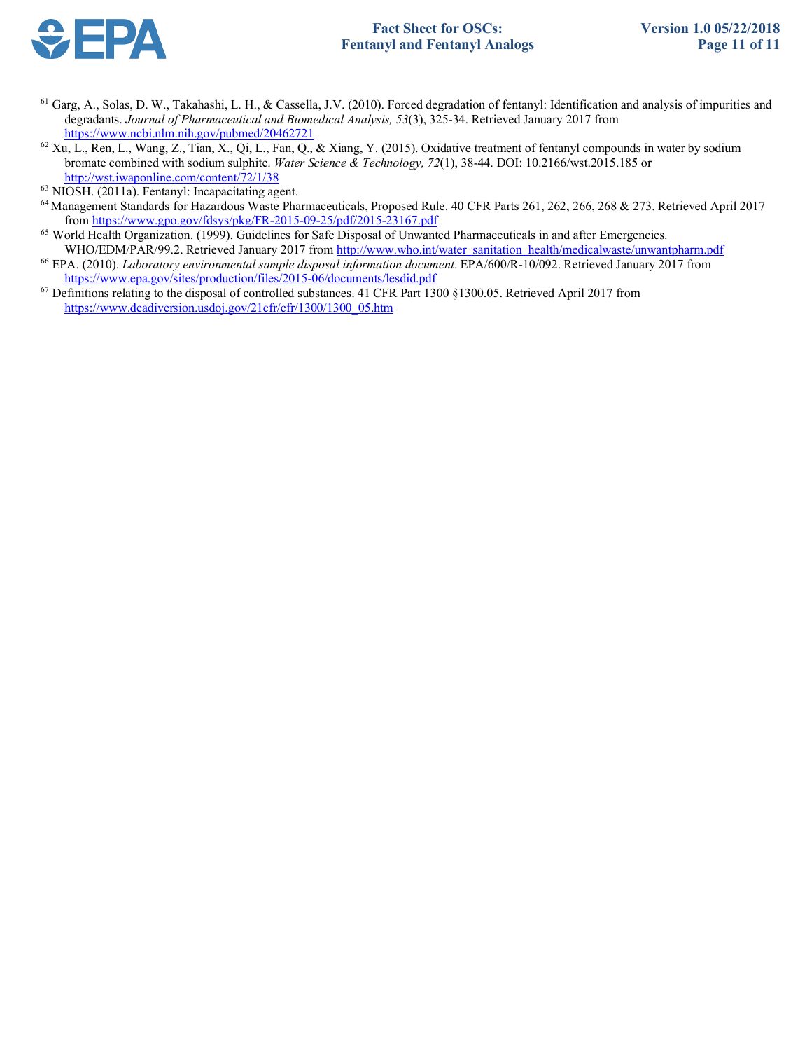[61] Garg, A., Solas, D. W., Takahashi, L. H., & Cassella, J.V. (2010). Forced degradation of fentanyl: Identification and analysis of impurities and degradants. *Journal of Pharmaceutical and Biomedical Analysis, 53*(3), 325-34. Retrieved January 2017 from https://www.ncbi.nlm.nih.gov/pubmed/20462721

[62] Xu, L., Ren, L., Wang, Z., Tian, X., Qi, L., Fan, Q., & Xiang, Y. (2015). Oxidative treatment of fentanyl compounds in water by sodium bromate combined with sodium sulphite. *Water Science & Technology, 72*(1), 38-44. DOI: 10.2166/wst.2015.185 or http://wst.iwaponline.com/content/72/1/38

[63] NIOSH. (2011a). Fentanyl: Incapacitating agent.

[64] Management Standards for Hazardous Waste Pharmaceuticals, Proposed Rule. 40 CFR Parts 261, 262, 266, 268 & 273. Retrieved April 2017 from https://www.gpo.gov/fdsys/pkg/FR-2015-09-25/pdf/2015-23167.pdf

[65] World Health Organization. (1999). Guidelines for Safe Disposal of Unwanted Pharmaceuticals in and after Emergencies. WHO/EDM/PAR/99.2. Retrieved January 2017 from http://www.who.int/water_sanitation_health/medicalwaste/unwantpharm.pdf

[66] EPA. (2010). *Laboratory environmental sample disposal information document*. EPA/600/R-10/092. Retrieved January 2017 from https://www.epa.gov/sites/production/files/2015-06/documents/lesdid.pdf

[67] Definitions relating to the disposal of controlled substances. 41 CFR Part 1300 §1300.05. Retrieved April 2017 from https://www.deadiversion.usdoj.gov/21cfr/cfr/1300/1300_05.htm